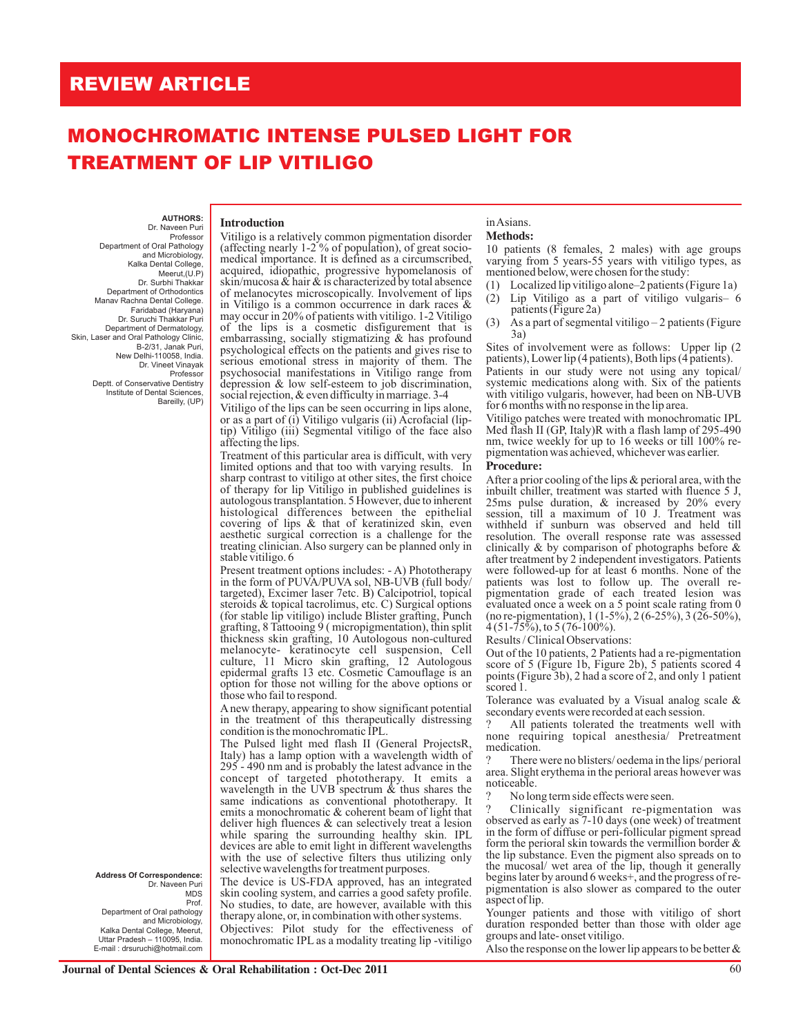# REVIEW ARTICLE

# MONOCHROMATIC INTENSE PULSED LIGHT FOR TREATMENT OF LIP VITILIGO

**AUTHORS:**

Dr. Naveen Puri
Professor
Department of Oral Pathology and Microbiology,
Kalka Dental College,
Meerut,(U.P)

Dr. Surbhi Thakkar
Department of Orthodontics
Manav Rachna Dental College.
Faridabad (Haryana)

Dr. Suruchi Thakkar Puri
Department of Dermatology,
Skin, Laser and Oral Pathology Clinic,
B-2/31, Janak Puri,
New Delhi-110058, India.

Dr. Vineet Vinayak
Professor
Deptt. of Conservative Dentistry
Institute of Dental Sciences,
Bareilly, (UP)

**Address Of Correspondence:**
Dr. Naveen Puri
MDS
Prof.
Department of Oral pathology and Microbiology,
Kalka Dental College, Meerut,
Uttar Pradesh – 110095, India.
E-mail : drsuruchi@hotmail.com

## Introduction

Vitiligo is a relatively common pigmentation disorder (affecting nearly 1-2 % of population), of great socio-medical importance. It is defined as a circumscribed, acquired, idiopathic, progressive hypomelanosis of skin/mucosa & hair & is characterized by total absence of melanocytes microscopically. Involvement of lips in Vitiligo is a common occurrence in dark races & may occur in 20% of patients with vitiligo. 1-2 Vitiligo of the lips is a cosmetic disfigurement that is embarrassing, socially stigmatizing & has profound psychological effects on the patients and gives rise to serious emotional stress in majority of them. The psychosocial manifestations in Vitiligo range from depression & low self-esteem to job discrimination, social rejection, & even difficulty in marriage. 3-4

Vitiligo of the lips can be seen occurring in lips alone, or as a part of (i) Vitiligo vulgaris (ii) Acrofacial (lip-tip) Vitiligo (iii) Segmental vitiligo of the face also affecting the lips.

Treatment of this particular area is difficult, with very limited options and that too with varying results. In sharp contrast to vitiligo at other sites, the first choice of therapy for lip Vitiligo in published guidelines is autologous transplantation. 5 However, due to inherent histological differences between the epithelial covering of lips & that of keratinized skin, even aesthetic surgical correction is a challenge for the treating clinician. Also surgery can be planned only in stable vitiligo. 6

Present treatment options includes: - A) Phototherapy in the form of PUVA/PUVA sol, NB-UVB (full body/ targeted), Excimer laser 7etc. B) Calcipotriol, topical steroids & topical tacrolimus, etc. C) Surgical options (for stable lip vitiligo) include Blister grafting, Punch grafting, 8 Tattooing 9 ( micropigmentation), thin split thickness skin grafting, 10 Autologous non-cultured melanocyte- keratinocyte cell suspension, Cell culture, 11 Micro skin grafting, 12 Autologous epidermal grafts 13 etc. Cosmetic Camouflage is an option for those not willing for the above options or those who fail to respond.

A new therapy, appearing to show significant potential in the treatment of this therapeutically distressing condition is the monochromatic IPL.

The Pulsed light med flash II (General ProjectsR, Italy) has a lamp option with a wavelength width of 295 - 490 nm and is probably the latest advance in the concept of targeted phototherapy. It emits a wavelength in the UVB spectrum & thus shares the same indications as conventional phototherapy. It emits a monochromatic & coherent beam of light that deliver high fluences & can selectively treat a lesion while sparing the surrounding healthy skin. IPL devices are able to emit light in different wavelengths with the use of selective filters thus utilizing only selective wavelengths for treatment purposes.

The device is US-FDA approved, has an integrated skin cooling system, and carries a good safety profile. No studies, to date, are however, available with this therapy alone, or, in combination with other systems.

Objectives: Pilot study for the effectiveness of monochromatic IPL as a modality treating lip -vitiligo in Asians.

## Methods:

10 patients (8 females, 2 males) with age groups varying from 5 years-55 years with vitiligo types, as mentioned below, were chosen for the study:

(1) Localized lip vitiligo alone–2 patients (Figure 1a)
(2) Lip Vitiligo as a part of vitiligo vulgaris– 6 patients (Figure 2a)
(3) As a part of segmental vitiligo – 2 patients (Figure 3a)

Sites of involvement were as follows: Upper lip (2 patients), Lower lip (4 patients), Both lips (4 patients).

Patients in our study were not using any topical/ systemic medications along with. Six of the patients with vitiligo vulgaris, however, had been on NB-UVB for 6 months with no response in the lip area.

Vitiligo patches were treated with monochromatic IPL Med flash II (GP, Italy)R with a flash lamp of 295-490 nm, twice weekly for up to 16 weeks or till 100% re-pigmentation was achieved, whichever was earlier.

## Procedure:

After a prior cooling of the lips & perioral area, with the inbuilt chiller, treatment was started with fluence 5 J, 25ms pulse duration, & increased by 20% every session, till a maximum of 10 J. Treatment was withheld if sunburn was observed and held till resolution. The overall response rate was assessed clinically & by comparison of photographs before & after treatment by 2 independent investigators. Patients were followed-up for at least 6 months. None of the patients was lost to follow up. The overall re-pigmentation grade of each treated lesion was evaluated once a week on a 5 point scale rating from 0 (no re-pigmentation), 1 (1-5%), 2 (6-25%), 3 (26-50%), 4 (51-75%), to 5 (76-100%).

Results / Clinical Observations:

Out of the 10 patients, 2 Patients had a re-pigmentation score of 5 (Figure 1b, Figure 2b), 5 patients scored 4 points (Figure 3b), 2 had a score of 2, and only 1 patient scored 1.

Tolerance was evaluated by a Visual analog scale & secondary events were recorded at each session.

? All patients tolerated the treatments well with none requiring topical anesthesia/ Pretreatment medication.

? There were no blisters/ oedema in the lips/ perioral area. Slight erythema in the perioral areas however was noticeable.

? No long term side effects were seen.

? Clinically significant re-pigmentation was observed as early as 7-10 days (one week) of treatment in the form of diffuse or peri-follicular pigment spread form the perioral skin towards the vermillion border & the lip substance. Even the pigment also spreads on to the mucosal/ wet area of the lip, though it generally begins later by around 6 weeks+, and the progress of re-pigmentation is also slower as compared to the outer aspect of lip.

Younger patients and those with vitiligo of short duration responded better than those with older age groups and late- onset vitiligo.

Also the response on the lower lip appears to be better &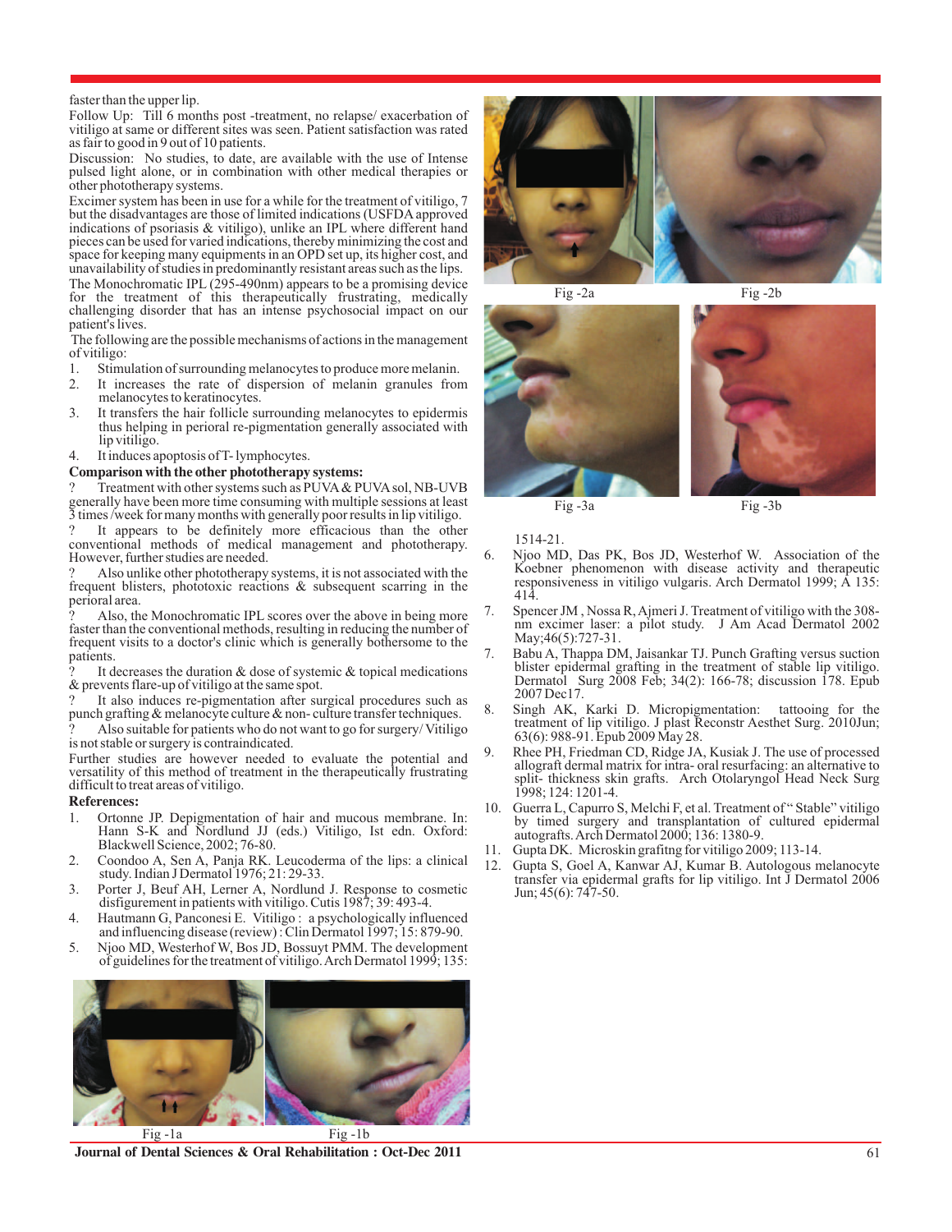faster than the upper lip.

Follow Up: Till 6 months post -treatment, no relapse/ exacerbation of vitiligo at same or different sites was seen. Patient satisfaction was rated as fair to good in 9 out of 10 patients.

Discussion: No studies, to date, are available with the use of Intense pulsed light alone, or in combination with other medical therapies or other phototherapy systems.

Excimer system has been in use for a while for the treatment of vitiligo, 7 but the disadvantages are those of limited indications (USFDA approved indications of psoriasis & vitiligo), unlike an IPL where different hand pieces can be used for varied indications, thereby minimizing the cost and space for keeping many equipments in an OPD set up, its higher cost, and unavailability of studies in predominantly resistant areas such as the lips.

The Monochromatic IPL (295-490nm) appears to be a promising device for the treatment of this therapeutically frustrating, medically challenging disorder that has an intense psychosocial impact on our patient's lives.

The following are the possible mechanisms of actions in the management of vitiligo:

1. Stimulation of surrounding melanocytes to produce more melanin.
2. It increases the rate of dispersion of melanin granules from melanocytes to keratinocytes.
3. It transfers the hair follicle surrounding melanocytes to epidermis thus helping in perioral re-pigmentation generally associated with lip vitiligo.
4. It induces apoptosis of T- lymphocytes.

**Comparison with the other phototherapy systems:**

? Treatment with other systems such as PUVA & PUVA sol, NB-UVB generally have been more time consuming with multiple sessions at least 3 times /week for many months with generally poor results in lip vitiligo.

? It appears to be definitely more efficacious than the other conventional methods of medical management and phototherapy. However, further studies are needed.

? Also unlike other phototherapy systems, it is not associated with the frequent blisters, phototoxic reactions & subsequent scarring in the perioral area.

? Also, the Monochromatic IPL scores over the above in being more faster than the conventional methods, resulting in reducing the number of frequent visits to a doctor's clinic which is generally bothersome to the patients.

? It decreases the duration & dose of systemic & topical medications & prevents flare-up of vitiligo at the same spot.

? It also induces re-pigmentation after surgical procedures such as punch grafting & melanocyte culture & non- culture transfer techniques.

? Also suitable for patients who do not want to go for surgery/ Vitiligo is not stable or surgery is contraindicated.

Further studies are however needed to evaluate the potential and versatility of this method of treatment in the therapeutically frustrating difficult to treat areas of vitiligo.

**References:**

1. Ortonne JP. Depigmentation of hair and mucous membrane. In: Hann S-K and Nordlund JJ (eds.) Vitiligo, Ist edn. Oxford: Blackwell Science, 2002; 76-80.
2. Coondoo A, Sen A, Panja RK. Leucoderma of the lips: a clinical study. Indian J Dermatol 1976; 21: 29-33.
3. Porter J, Beuf AH, Lerner A, Nordlund J. Response to cosmetic disfigurement in patients with vitiligo. Cutis 1987; 39: 493-4.
4. Hautmann G, Panconesi E. Vitiligo : a psychologically influenced and influencing disease (review) : Clin Dermatol 1997; 15: 879-90.
5. Njoo MD, Westerhof W, Bos JD, Bossuyt PMM. The development of guidelines for the treatment of vitiligo. Arch Dermatol 1999; 135: 1514-21.
6. Njoo MD, Das PK, Bos JD, Westerhof W. Association of the Koebner phenomenon with disease activity and therapeutic responsiveness in vitiligo vulgaris. Arch Dermatol 1999; A 135: 414.
7. Spencer JM , Nossa R, Ajmeri J. Treatment of vitiligo with the 308-nm excimer laser: a pilot study. J Am Acad Dermatol 2002 May;46(5):727-31.
7. Babu A, Thappa DM, Jaisankar TJ. Punch Grafting versus suction blister epidermal grafting in the treatment of stable lip vitiligo. Dermatol Surg 2008 Feb; 34(2): 166-78; discussion 178. Epub 2007 Dec17.
8. Singh AK, Karki D. Micropigmentation: tattooing for the treatment of lip vitiligo. J plast Reconstr Aesthet Surg. 2010Jun; 63(6): 988-91. Epub 2009 May 28.
9. Rhee PH, Friedman CD, Ridge JA, Kusiak J. The use of processed allograft dermal matrix for intra- oral resurfacing: an alternative to split- thickness skin grafts. Arch Otolaryngol Head Neck Surg 1998; 124: 1201-4.
10. Guerra L, Capurro S, Melchi F, et al. Treatment of " Stable" vitiligo by timed surgery and transplantation of cultured epidermal autografts. Arch Dermatol 2000; 136: 1380-9.
11. Gupta DK. Microskin grafitng for vitiligo 2009; 113-14.
12. Gupta S, Goel A, Kanwar AJ, Kumar B. Autologous melanocyte transfer via epidermal grafts for lip vitiligo. Int J Dermatol 2006 Jun; 45(6): 747-50.

Fig -1a

Fig -1b

Fig -2a

Fig -2b

Fig -3a

Fig -3b